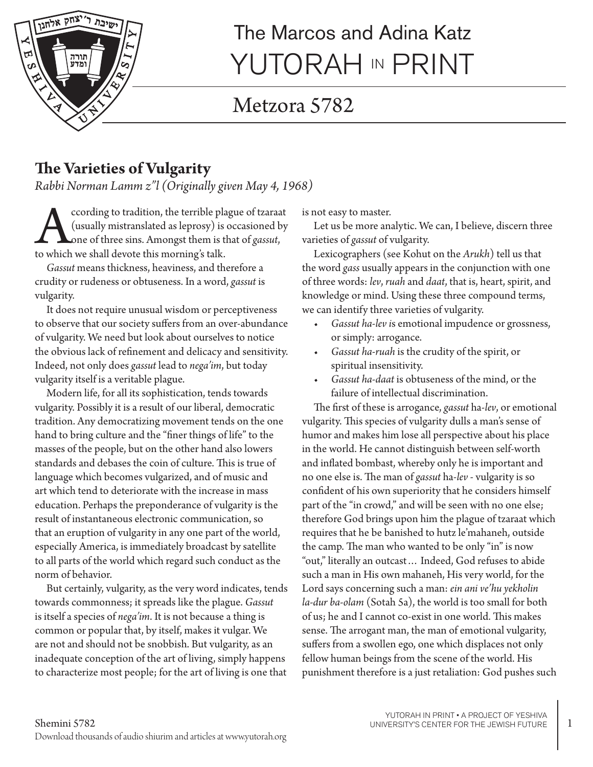The Marcos and Adina Katz
YUTORAH IN PRINT

# Metzora 5782

## The Varieties of Vulgarity

*Rabbi Norman Lamm z"l (Originally given May 4, 1968)*

According to tradition, the terrible plague of tzaraat (usually mistranslated as leprosy) is occasioned by one of three sins. Amongst them is that of *gassut*, to which we shall devote this morning's talk.

*Gassut* means thickness, heaviness, and therefore a crudity or rudeness or obtuseness. In a word, *gassut* is vulgarity.

It does not require unusual wisdom or perceptiveness to observe that our society suffers from an over-abundance of vulgarity. We need but look about ourselves to notice the obvious lack of refinement and delicacy and sensitivity. Indeed, not only does *gassut* lead to *nega'im*, but today vulgarity itself is a veritable plague.

Modern life, for all its sophistication, tends towards vulgarity. Possibly it is a result of our liberal, democratic tradition. Any democratizing movement tends on the one hand to bring culture and the "finer things of life" to the masses of the people, but on the other hand also lowers standards and debases the coin of culture. This is true of language which becomes vulgarized, and of music and art which tend to deteriorate with the increase in mass education. Perhaps the preponderance of vulgarity is the result of instantaneous electronic communication, so that an eruption of vulgarity in any one part of the world, especially America, is immediately broadcast by satellite to all parts of the world which regard such conduct as the norm of behavior.

But certainly, vulgarity, as the very word indicates, tends towards commonness; it spreads like the plague. *Gassut* is itself a species of *nega'im*. It is not because a thing is common or popular that, by itself, makes it vulgar. We are not and should not be snobbish. But vulgarity, as an inadequate conception of the art of living, simply happens to characterize most people; for the art of living is one that is not easy to master.

Let us be more analytic. We can, I believe, discern three varieties of *gassut* of vulgarity.

Lexicographers (see Kohut on the *Arukh*) tell us that the word *gass* usually appears in the conjunction with one of three words: *lev*, *ruah* and *daat*, that is, heart, spirit, and knowledge or mind. Using these three compound terms, we can identify three varieties of vulgarity.

- *Gassut ha-lev* is emotional impudence or grossness, or simply: arrogance.
- *Gassut ha-ruah* is the crudity of the spirit, or spiritual insensitivity.
- *Gassut ha-daat* is obtuseness of the mind, or the failure of intellectual discrimination.

The first of these is arrogance, *gassut* ha-*lev*, or emotional vulgarity. This species of vulgarity dulls a man's sense of humor and makes him lose all perspective about his place in the world. He cannot distinguish between self-worth and inflated bombast, whereby only he is important and no one else is. The man of *gassut* ha-*lev* - vulgarity is so confident of his own superiority that he considers himself part of the "in crowd," and will be seen with no one else; therefore God brings upon him the plague of tzaraat which requires that he be banished to hutz le'mahaneh, outside the camp. The man who wanted to be only "in" is now "out," literally an outcast… Indeed, God refuses to abide such a man in His own mahaneh, His very world, for the Lord says concerning such a man: *ein ani ve'hu yekholin la-dur ba-olam* (Sotah 5a), the world is too small for both of us; he and I cannot co-exist in one world. This makes sense. The arrogant man, the man of emotional vulgarity, suffers from a swollen ego, one which displaces not only fellow human beings from the scene of the world. His punishment therefore is a just retaliation: God pushes such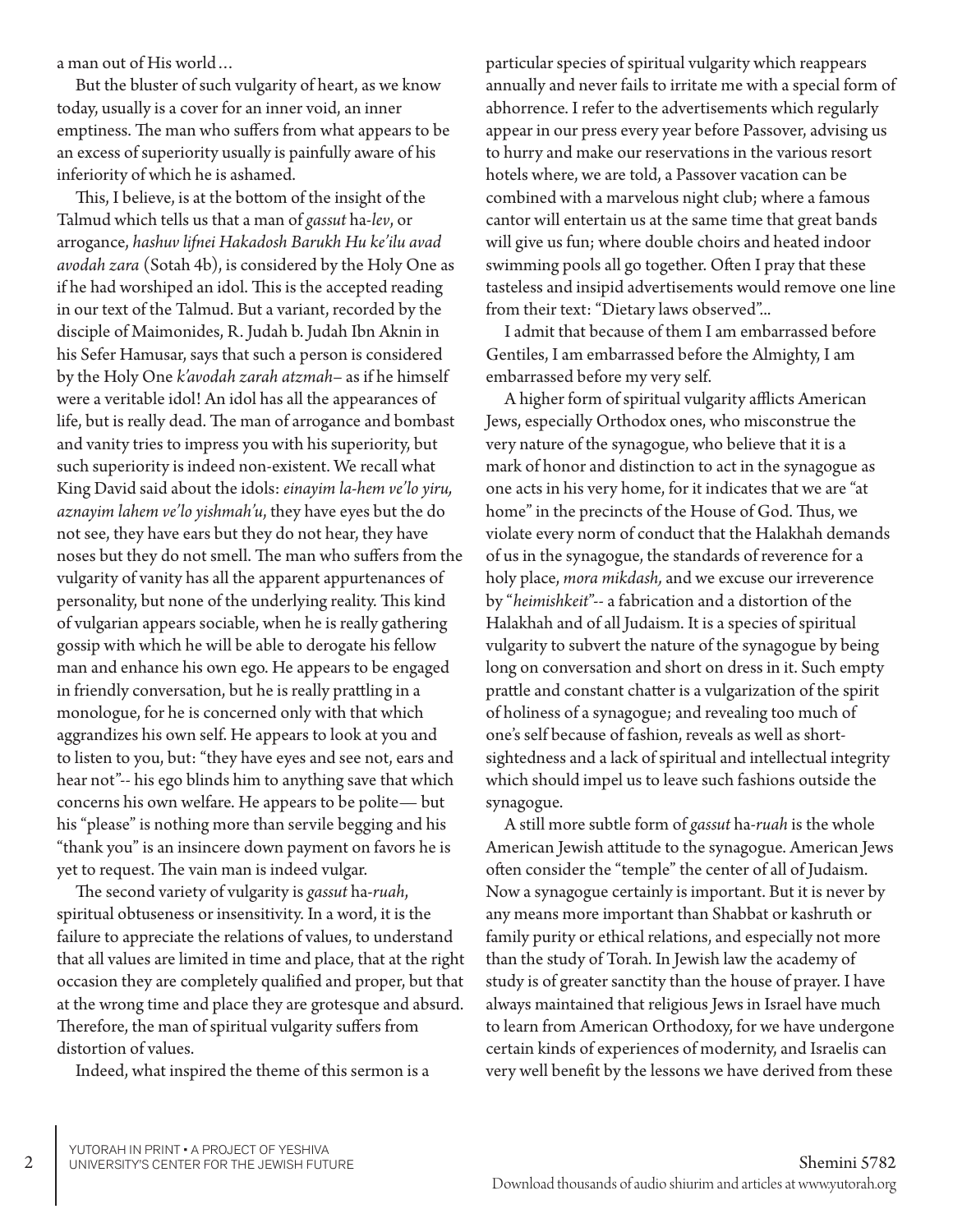a man out of His world…

But the bluster of such vulgarity of heart, as we know today, usually is a cover for an inner void, an inner emptiness. The man who suffers from what appears to be an excess of superiority usually is painfully aware of his inferiority of which he is ashamed.

This, I believe, is at the bottom of the insight of the Talmud which tells us that a man of *gassut* ha-*lev*, or arrogance, *hashuv lifnei Hakadosh Barukh Hu ke'ilu avad avodah zara* (Sotah 4b), is considered by the Holy One as if he had worshiped an idol. This is the accepted reading in our text of the Talmud. But a variant, recorded by the disciple of Maimonides, R. Judah b. Judah Ibn Aknin in his Sefer Hamusar, says that such a person is considered by the Holy One *k'avodah zarah atzmah*– as if he himself were a veritable idol! An idol has all the appearances of life, but is really dead. The man of arrogance and bombast and vanity tries to impress you with his superiority, but such superiority is indeed non-existent. We recall what King David said about the idols: *einayim la-hem ve'lo yiru, aznayim lahem ve'lo yishmah'u*, they have eyes but the do not see, they have ears but they do not hear, they have noses but they do not smell. The man who suffers from the vulgarity of vanity has all the apparent appurtenances of personality, but none of the underlying reality. This kind of vulgarian appears sociable, when he is really gathering gossip with which he will be able to derogate his fellow man and enhance his own ego. He appears to be engaged in friendly conversation, but he is really prattling in a monologue, for he is concerned only with that which aggrandizes his own self. He appears to look at you and to listen to you, but: "they have eyes and see not, ears and hear not"-- his ego blinds him to anything save that which concerns his own welfare. He appears to be polite— but his "please" is nothing more than servile begging and his "thank you" is an insincere down payment on favors he is yet to request. The vain man is indeed vulgar.

The second variety of vulgarity is *gassut* ha-*ruah*, spiritual obtuseness or insensitivity. In a word, it is the failure to appreciate the relations of values, to understand that all values are limited in time and place, that at the right occasion they are completely qualified and proper, but that at the wrong time and place they are grotesque and absurd. Therefore, the man of spiritual vulgarity suffers from distortion of values.

Indeed, what inspired the theme of this sermon is a particular species of spiritual vulgarity which reappears annually and never fails to irritate me with a special form of abhorrence. I refer to the advertisements which regularly appear in our press every year before Passover, advising us to hurry and make our reservations in the various resort hotels where, we are told, a Passover vacation can be combined with a marvelous night club; where a famous cantor will entertain us at the same time that great bands will give us fun; where double choirs and heated indoor swimming pools all go together. Often I pray that these tasteless and insipid advertisements would remove one line from their text: "Dietary laws observed"...

I admit that because of them I am embarrassed before Gentiles, I am embarrassed before the Almighty, I am embarrassed before my very self.

A higher form of spiritual vulgarity afflicts American Jews, especially Orthodox ones, who misconstrue the very nature of the synagogue, who believe that it is a mark of honor and distinction to act in the synagogue as one acts in his very home, for it indicates that we are "at home" in the precincts of the House of God. Thus, we violate every norm of conduct that the Halakhah demands of us in the synagogue, the standards of reverence for a holy place, *mora mikdash,* and we excuse our irreverence by "*heimishkeit*"-- a fabrication and a distortion of the Halakhah and of all Judaism. It is a species of spiritual vulgarity to subvert the nature of the synagogue by being long on conversation and short on dress in it. Such empty prattle and constant chatter is a vulgarization of the spirit of holiness of a synagogue; and revealing too much of one's self because of fashion, reveals as well as short-sightedness and a lack of spiritual and intellectual integrity which should impel us to leave such fashions outside the synagogue.

A still more subtle form of *gassut* ha-*ruah* is the whole American Jewish attitude to the synagogue. American Jews often consider the "temple" the center of all of Judaism. Now a synagogue certainly is important. But it is never by any means more important than Shabbat or kashruth or family purity or ethical relations, and especially not more than the study of Torah. In Jewish law the academy of study is of greater sanctity than the house of prayer. I have always maintained that religious Jews in Israel have much to learn from American Orthodoxy, for we have undergone certain kinds of experiences of modernity, and Israelis can very well benefit by the lessons we have derived from these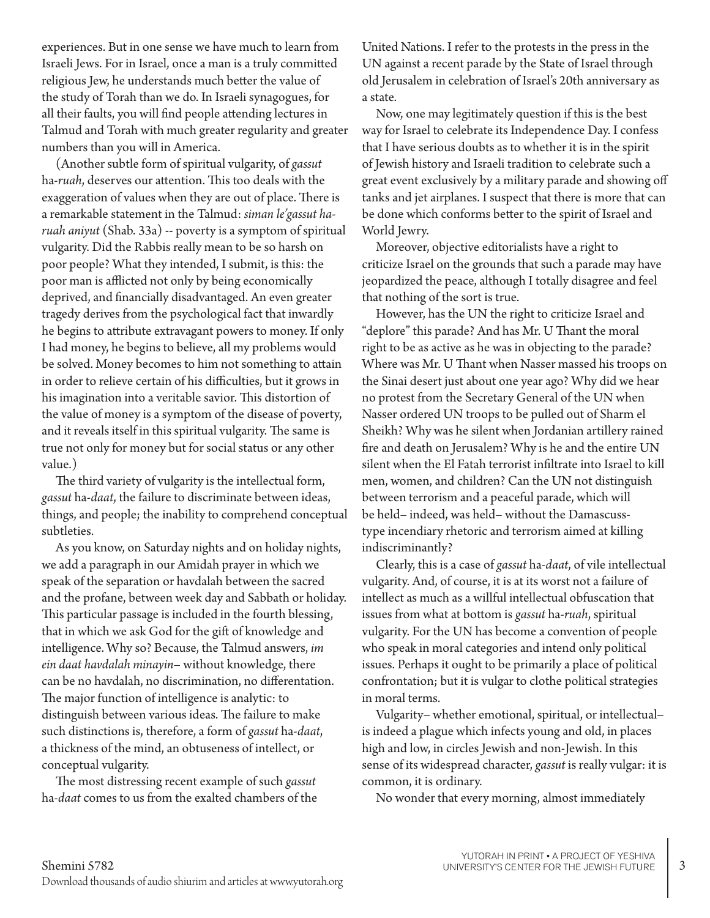experiences. But in one sense we have much to learn from Israeli Jews. For in Israel, once a man is a truly committed religious Jew, he understands much better the value of the study of Torah than we do. In Israeli synagogues, for all their faults, you will find people attending lectures in Talmud and Torah with much greater regularity and greater numbers than you will in America.

(Another subtle form of spiritual vulgarity, of *gassut* ha-*ruah*, deserves our attention. This too deals with the exaggeration of values when they are out of place. There is a remarkable statement in the Talmud: *siman le'gassut ha-ruah aniyut* (Shab. 33a) -- poverty is a symptom of spiritual vulgarity. Did the Rabbis really mean to be so harsh on poor people? What they intended, I submit, is this: the poor man is afflicted not only by being economically deprived, and financially disadvantaged. An even greater tragedy derives from the psychological fact that inwardly he begins to attribute extravagant powers to money. If only I had money, he begins to believe, all my problems would be solved. Money becomes to him not something to attain in order to relieve certain of his difficulties, but it grows in his imagination into a veritable savior. This distortion of the value of money is a symptom of the disease of poverty, and it reveals itself in this spiritual vulgarity. The same is true not only for money but for social status or any other value.)

The third variety of vulgarity is the intellectual form, *gassut* ha-*daat*, the failure to discriminate between ideas, things, and people; the inability to comprehend conceptual subtleties.

As you know, on Saturday nights and on holiday nights, we add a paragraph in our Amidah prayer in which we speak of the separation or havdalah between the sacred and the profane, between week day and Sabbath or holiday. This particular passage is included in the fourth blessing, that in which we ask God for the gift of knowledge and intelligence. Why so? Because, the Talmud answers, *im ein daat havdalah minayin*– without knowledge, there can be no havdalah, no discrimination, no differentation. The major function of intelligence is analytic: to distinguish between various ideas. The failure to make such distinctions is, therefore, a form of *gassut* ha-*daat*, a thickness of the mind, an obtuseness of intellect, or conceptual vulgarity.

The most distressing recent example of such *gassut* ha-*daat* comes to us from the exalted chambers of the United Nations. I refer to the protests in the press in the UN against a recent parade by the State of Israel through old Jerusalem in celebration of Israel's 20th anniversary as a state.

Now, one may legitimately question if this is the best way for Israel to celebrate its Independence Day. I confess that I have serious doubts as to whether it is in the spirit of Jewish history and Israeli tradition to celebrate such a great event exclusively by a military parade and showing off tanks and jet airplanes. I suspect that there is more that can be done which conforms better to the spirit of Israel and World Jewry.

Moreover, objective editorialists have a right to criticize Israel on the grounds that such a parade may have jeopardized the peace, although I totally disagree and feel that nothing of the sort is true.

However, has the UN the right to criticize Israel and "deplore" this parade? And has Mr. U Thant the moral right to be as active as he was in objecting to the parade? Where was Mr. U Thant when Nasser massed his troops on the Sinai desert just about one year ago? Why did we hear no protest from the Secretary General of the UN when Nasser ordered UN troops to be pulled out of Sharm el Sheikh? Why was he silent when Jordanian artillery rained fire and death on Jerusalem? Why is he and the entire UN silent when the El Fatah terrorist infiltrate into Israel to kill men, women, and children? Can the UN not distinguish between terrorism and a peaceful parade, which will be held– indeed, was held– without the Damascuss-type incendiary rhetoric and terrorism aimed at killing indiscriminantly?

Clearly, this is a case of *gassut* ha-*daat*, of vile intellectual vulgarity. And, of course, it is at its worst not a failure of intellect as much as a willful intellectual obfuscation that issues from what at bottom is *gassut* ha-*ruah*, spiritual vulgarity. For the UN has become a convention of people who speak in moral categories and intend only political issues. Perhaps it ought to be primarily a place of political confrontation; but it is vulgar to clothe the political strategies in moral terms.

Vulgarity– whether emotional, spiritual, or intellectual– is indeed a plague which infects young and old, in places high and low, in circles Jewish and non-Jewish. In this sense of its widespread character, *gassut* is really vulgar: it is common, it is ordinary.

No wonder that every morning, almost immediately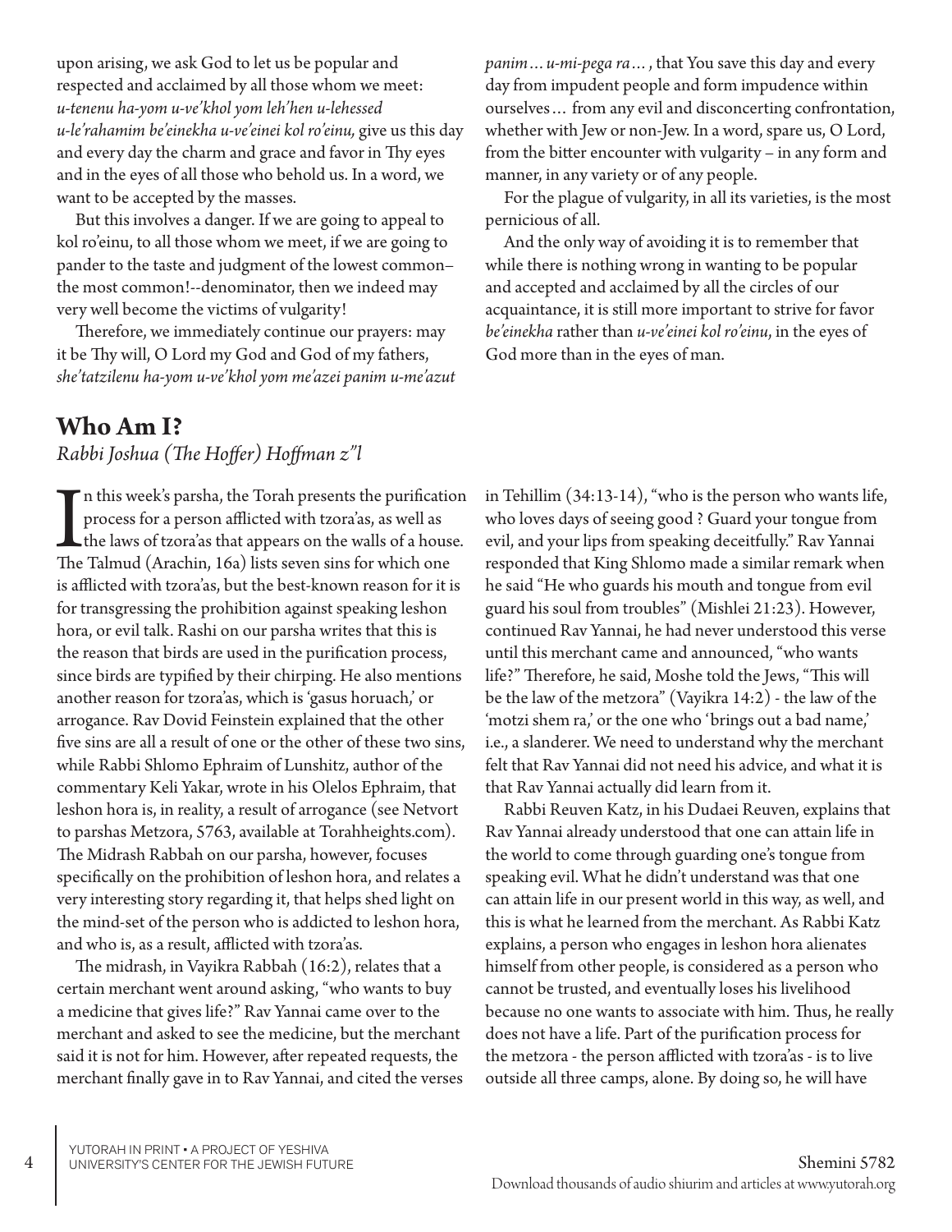upon arising, we ask God to let us be popular and respected and acclaimed by all those whom we meet: *u-tenenu ha-yom u-ve'khol yom leh'hen u-lehessed u-le'rahamim be'einekha u-ve'einei kol ro'einu,* give us this day and every day the charm and grace and favor in Thy eyes and in the eyes of all those who behold us. In a word, we want to be accepted by the masses.

But this involves a danger. If we are going to appeal to kol ro'einu, to all those whom we meet, if we are going to pander to the taste and judgment of the lowest common– the most common!--denominator, then we indeed may very well become the victims of vulgarity!

Therefore, we immediately continue our prayers: may it be Thy will, O Lord my God and God of my fathers, *she'tatzilenu ha-yom u-ve'khol yom me'azei panim u-me'azut panim… u-mi-pega ra…*, that You save this day and every day from impudent people and form impudence within ourselves… from any evil and disconcerting confrontation, whether with Jew or non-Jew. In a word, spare us, O Lord, from the bitter encounter with vulgarity – in any form and manner, in any variety or of any people.

For the plague of vulgarity, in all its varieties, is the most pernicious of all.

And the only way of avoiding it is to remember that while there is nothing wrong in wanting to be popular and accepted and acclaimed by all the circles of our acquaintance, it is still more important to strive for favor *be'einekha* rather than *u-ve'einei kol ro'einu*, in the eyes of God more than in the eyes of man.

## Who Am I?

*Rabbi Joshua (The Hoffer) Hoffman z"l*

In this week's parsha, the Torah presents the purification process for a person afflicted with tzora'as, as well as the laws of tzora'as that appears on the walls of a house. The Talmud (Arachin, 16a) lists seven sins for which one is afflicted with tzora'as, but the best-known reason for it is for transgressing the prohibition against speaking leshon hora, or evil talk. Rashi on our parsha writes that this is the reason that birds are used in the purification process, since birds are typified by their chirping. He also mentions another reason for tzora'as, which is 'gasus horuach,' or arrogance. Rav Dovid Feinstein explained that the other five sins are all a result of one or the other of these two sins, while Rabbi Shlomo Ephraim of Lunshitz, author of the commentary Keli Yakar, wrote in his Olelos Ephraim, that leshon hora is, in reality, a result of arrogance (see Netvort to parshas Metzora, 5763, available at Torahheights.com). The Midrash Rabbah on our parsha, however, focuses specifically on the prohibition of leshon hora, and relates a very interesting story regarding it, that helps shed light on the mind-set of the person who is addicted to leshon hora, and who is, as a result, afflicted with tzora'as.

The midrash, in Vayikra Rabbah (16:2), relates that a certain merchant went around asking, "who wants to buy a medicine that gives life?" Rav Yannai came over to the merchant and asked to see the medicine, but the merchant said it is not for him. However, after repeated requests, the merchant finally gave in to Rav Yannai, and cited the verses in Tehillim (34:13-14), "who is the person who wants life, who loves days of seeing good ? Guard your tongue from evil, and your lips from speaking deceitfully." Rav Yannai responded that King Shlomo made a similar remark when he said "He who guards his mouth and tongue from evil guard his soul from troubles" (Mishlei 21:23). However, continued Rav Yannai, he had never understood this verse until this merchant came and announced, "who wants life?" Therefore, he said, Moshe told the Jews, "This will be the law of the metzora" (Vayikra 14:2) - the law of the 'motzi shem ra,' or the one who 'brings out a bad name,' i.e., a slanderer. We need to understand why the merchant felt that Rav Yannai did not need his advice, and what it is that Rav Yannai actually did learn from it.

Rabbi Reuven Katz, in his Dudaei Reuven, explains that Rav Yannai already understood that one can attain life in the world to come through guarding one's tongue from speaking evil. What he didn't understand was that one can attain life in our present world in this way, as well, and this is what he learned from the merchant. As Rabbi Katz explains, a person who engages in leshon hora alienates himself from other people, is considered as a person who cannot be trusted, and eventually loses his livelihood because no one wants to associate with him. Thus, he really does not have a life. Part of the purification process for the metzora - the person afflicted with tzora'as - is to live outside all three camps, alone. By doing so, he will have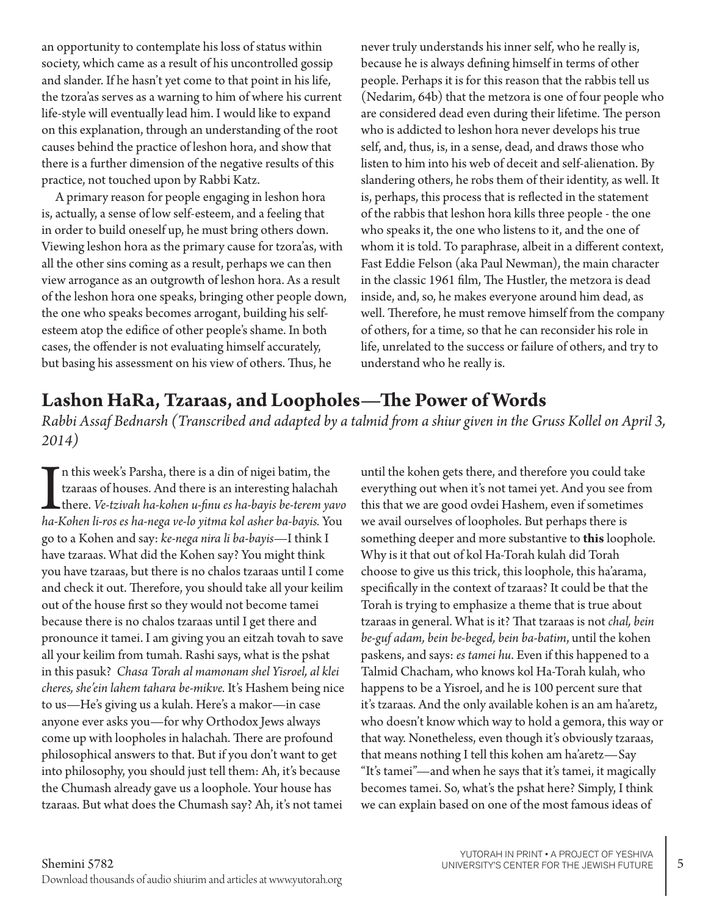an opportunity to contemplate his loss of status within society, which came as a result of his uncontrolled gossip and slander. If he hasn't yet come to that point in his life, the tzora'as serves as a warning to him of where his current life-style will eventually lead him. I would like to expand on this explanation, through an understanding of the root causes behind the practice of leshon hora, and show that there is a further dimension of the negative results of this practice, not touched upon by Rabbi Katz.

A primary reason for people engaging in leshon hora is, actually, a sense of low self-esteem, and a feeling that in order to build oneself up, he must bring others down. Viewing leshon hora as the primary cause for tzora'as, with all the other sins coming as a result, perhaps we can then view arrogance as an outgrowth of leshon hora. As a result of the leshon hora one speaks, bringing other people down, the one who speaks becomes arrogant, building his self-esteem atop the edifice of other people's shame. In both cases, the offender is not evaluating himself accurately, but basing his assessment on his view of others. Thus, he never truly understands his inner self, who he really is, because he is always defining himself in terms of other people. Perhaps it is for this reason that the rabbis tell us (Nedarim, 64b) that the metzora is one of four people who are considered dead even during their lifetime. The person who is addicted to leshon hora never develops his true self, and, thus, is, in a sense, dead, and draws those who listen to him into his web of deceit and self-alienation. By slandering others, he robs them of their identity, as well. It is, perhaps, this process that is reflected in the statement of the rabbis that leshon hora kills three people - the one who speaks it, the one who listens to it, and the one of whom it is told. To paraphrase, albeit in a different context, Fast Eddie Felson (aka Paul Newman), the main character in the classic 1961 film, The Hustler, the metzora is dead inside, and, so, he makes everyone around him dead, as well. Therefore, he must remove himself from the company of others, for a time, so that he can reconsider his role in life, unrelated to the success or failure of others, and try to understand who he really is.

## Lashon HaRa, Tzaraas, and Loopholes—The Power of Words

*Rabbi Assaf Bednarsh (Transcribed and adapted by a talmid from a shiur given in the Gruss Kollel on April 3, 2014)*

In this week's Parsha, there is a din of nigei batim, the tzaraas of houses. And there is an interesting halachah there. *Ve-tzivah ha-kohen u-finu es ha-bayis be-terem yavo ha-Kohen li-ros es ha-nega ve-lo yitma kol asher ba-bayis.* You go to a Kohen and say: *ke-nega nira li ba-bayis*—I think I have tzaraas. What did the Kohen say? You might think you have tzaraas, but there is no chalos tzaraas until I come and check it out. Therefore, you should take all your keilim out of the house first so they would not become tamei because there is no chalos tzaraas until I get there and pronounce it tamei. I am giving you an eitzah tovah to save all your keilim from tumah. Rashi says, what is the pshat in this pasuk? *Chasa Torah al mamonam shel Yisroel, al klei cheres, she'ein lahem tahara be-mikve.* It's Hashem being nice to us—He's giving us a kulah. Here's a makor—in case anyone ever asks you—for why Orthodox Jews always come up with loopholes in halachah. There are profound philosophical answers to that. But if you don't want to get into philosophy, you should just tell them: Ah, it's because the Chumash already gave us a loophole. Your house has tzaraas. But what does the Chumash say? Ah, it's not tamei until the kohen gets there, and therefore you could take everything out when it's not tamei yet. And you see from this that we are good ovdei Hashem, even if sometimes we avail ourselves of loopholes. But perhaps there is something deeper and more substantive to **this** loophole. Why is it that out of kol Ha-Torah kulah did Torah choose to give us this trick, this loophole, this ha'arama, specifically in the context of tzaraas? It could be that the Torah is trying to emphasize a theme that is true about tzaraas in general. What is it? That tzaraas is not *chal, bein be-guf adam, bein be-beged, bein ba-batim*, until the kohen paskens, and says: *es tamei hu*. Even if this happened to a Talmid Chacham, who knows kol Ha-Torah kulah, who happens to be a Yisroel, and he is 100 percent sure that it's tzaraas. And the only available kohen is an am ha'aretz, who doesn't know which way to hold a gemora, this way or that way. Nonetheless, even though it's obviously tzaraas, that means nothing I tell this kohen am ha'aretz—Say "It's tamei"—and when he says that it's tamei, it magically becomes tamei. So, what's the pshat here? Simply, I think we can explain based on one of the most famous ideas of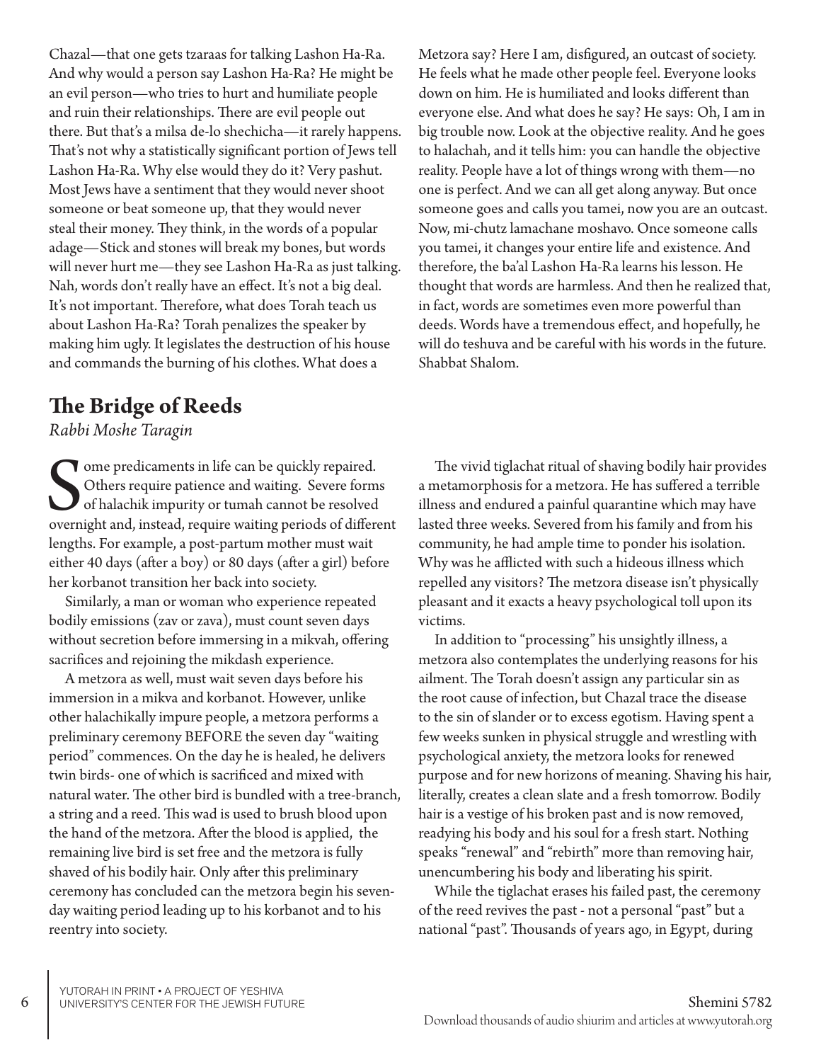Chazal—that one gets tzaraas for talking Lashon Ha-Ra. And why would a person say Lashon Ha-Ra? He might be an evil person—who tries to hurt and humiliate people and ruin their relationships. There are evil people out there. But that's a milsa de-lo shechicha—it rarely happens. That's not why a statistically significant portion of Jews tell Lashon Ha-Ra. Why else would they do it? Very pashut. Most Jews have a sentiment that they would never shoot someone or beat someone up, that they would never steal their money. They think, in the words of a popular adage—Stick and stones will break my bones, but words will never hurt me—they see Lashon Ha-Ra as just talking. Nah, words don't really have an effect. It's not a big deal. It's not important. Therefore, what does Torah teach us about Lashon Ha-Ra? Torah penalizes the speaker by making him ugly. It legislates the destruction of his house and commands the burning of his clothes. What does a Metzora say? Here I am, disfigured, an outcast of society. He feels what he made other people feel. Everyone looks down on him. He is humiliated and looks different than everyone else. And what does he say? He says: Oh, I am in big trouble now. Look at the objective reality. And he goes to halachah, and it tells him: you can handle the objective reality. People have a lot of things wrong with them—no one is perfect. And we can all get along anyway. But once someone goes and calls you tamei, now you are an outcast. Now, mi-chutz lamachane moshavo. Once someone calls you tamei, it changes your entire life and existence. And therefore, the ba'al Lashon Ha-Ra learns his lesson. He thought that words are harmless. And then he realized that, in fact, words are sometimes even more powerful than deeds. Words have a tremendous effect, and hopefully, he will do teshuva and be careful with his words in the future. Shabbat Shalom.

## The Bridge of Reeds

*Rabbi Moshe Taragin*

Some predicaments in life can be quickly repaired. Others require patience and waiting. Severe forms of halachik impurity or tumah cannot be resolved overnight and, instead, require waiting periods of different lengths. For example, a post-partum mother must wait either 40 days (after a boy) or 80 days (after a girl) before her korbanot transition her back into society.

Similarly, a man or woman who experience repeated bodily emissions (zav or zava), must count seven days without secretion before immersing in a mikvah, offering sacrifices and rejoining the mikdash experience.

A metzora as well, must wait seven days before his immersion in a mikva and korbanot. However, unlike other halachikally impure people, a metzora performs a preliminary ceremony BEFORE the seven day "waiting period" commences. On the day he is healed, he delivers twin birds- one of which is sacrificed and mixed with natural water. The other bird is bundled with a tree-branch, a string and a reed. This wad is used to brush blood upon the hand of the metzora. After the blood is applied, the remaining live bird is set free and the metzora is fully shaved of his bodily hair. Only after this preliminary ceremony has concluded can the metzora begin his seven-day waiting period leading up to his korbanot and to his reentry into society.

The vivid tiglachat ritual of shaving bodily hair provides a metamorphosis for a metzora. He has suffered a terrible illness and endured a painful quarantine which may have lasted three weeks. Severed from his family and from his community, he had ample time to ponder his isolation. Why was he afflicted with such a hideous illness which repelled any visitors? The metzora disease isn't physically pleasant and it exacts a heavy psychological toll upon its victims.

In addition to "processing" his unsightly illness, a metzora also contemplates the underlying reasons for his ailment. The Torah doesn't assign any particular sin as the root cause of infection, but Chazal trace the disease to the sin of slander or to excess egotism. Having spent a few weeks sunken in physical struggle and wrestling with psychological anxiety, the metzora looks for renewed purpose and for new horizons of meaning. Shaving his hair, literally, creates a clean slate and a fresh tomorrow. Bodily hair is a vestige of his broken past and is now removed, readying his body and his soul for a fresh start. Nothing speaks "renewal" and "rebirth" more than removing hair, unencumbering his body and liberating his spirit.

While the tiglachat erases his failed past, the ceremony of the reed revives the past - not a personal "past" but a national "past". Thousands of years ago, in Egypt, during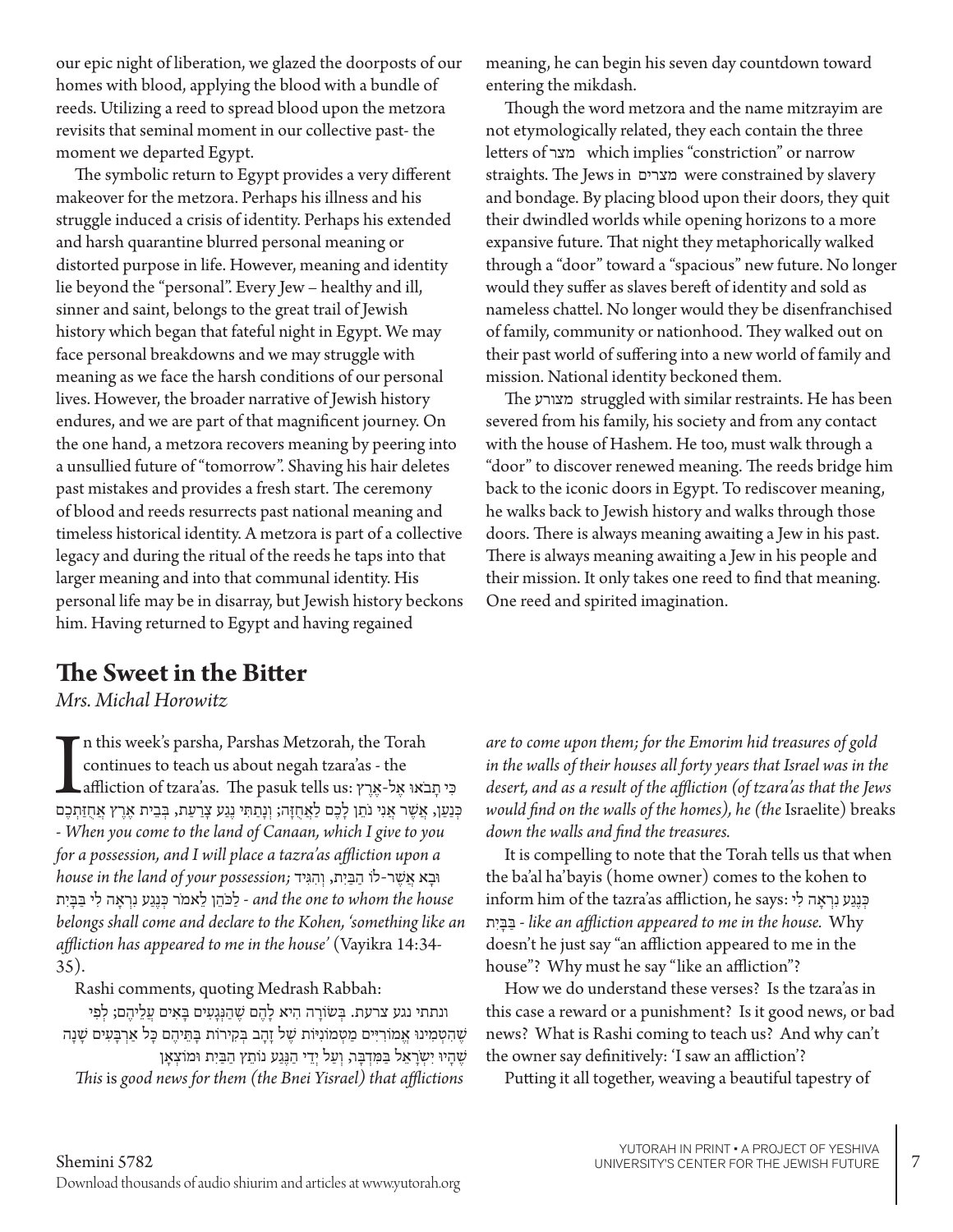our epic night of liberation, we glazed the doorposts of our homes with blood, applying the blood with a bundle of reeds. Utilizing a reed to spread blood upon the metzora revisits that seminal moment in our collective past- the moment we departed Egypt.

The symbolic return to Egypt provides a very different makeover for the metzora. Perhaps his illness and his struggle induced a crisis of identity. Perhaps his extended and harsh quarantine blurred personal meaning or distorted purpose in life. However, meaning and identity lie beyond the "personal". Every Jew – healthy and ill, sinner and saint, belongs to the great trail of Jewish history which began that fateful night in Egypt. We may face personal breakdowns and we may struggle with meaning as we face the harsh conditions of our personal lives. However, the broader narrative of Jewish history endures, and we are part of that magnificent journey. On the one hand, a metzora recovers meaning by peering into a unsullied future of "tomorrow". Shaving his hair deletes past mistakes and provides a fresh start. The ceremony of blood and reeds resurrects past national meaning and timeless historical identity. A metzora is part of a collective legacy and during the ritual of the reeds he taps into that larger meaning and into that communal identity. His personal life may be in disarray, but Jewish history beckons him. Having returned to Egypt and having regained meaning, he can begin his seven day countdown toward entering the mikdash.

Though the word metzora and the name mitzrayim are not etymologically related, they each contain the three letters of מצר which implies "constriction" or narrow straights. The Jews in מצרים were constrained by slavery and bondage. By placing blood upon their doors, they quit their dwindled worlds while opening horizons to a more expansive future. That night they metaphorically walked through a "door" toward a "spacious" new future. No longer would they suffer as slaves bereft of identity and sold as nameless chattel. No longer would they be disenfranchised of family, community or nationhood. They walked out on their past world of suffering into a new world of family and mission. National identity beckoned them.

The מצורע struggled with similar restraints. He has been severed from his family, his society and from any contact with the house of Hashem. He too, must walk through a "door" to discover renewed meaning. The reeds bridge him back to the iconic doors in Egypt. To rediscover meaning, he walks back to Jewish history and walks through those doors. There is always meaning awaiting a Jew in his past. There is always meaning awaiting a Jew in his people and their mission. It only takes one reed to find that meaning. One reed and spirited imagination.

## The Sweet in the Bitter

*Mrs. Michal Horowitz*

In this week's parsha, Parshas Metzorah, the Torah continues to teach us about negah tzara'as - the affliction of tzara'as. The pasuk tells us: כִּי תָבֹאוּ אֶל-אֶרֶץ כְּנַעַן, אֲשֶׁר אֲנִי נֹתֵן לָכֶם לַאֲחֻזָּה; וְנָתַתִּי נֶגַע צָרַעַת, בְּבֵית אֶרֶץ אֲחֻזַּתְכֶם *- When you come to the land of Canaan, which I give to you for a possession, and I will place a tazra'as affliction upon a house in the land of your possession;* וּבָא אֲשֶׁר-לוֹ הַבַּיִת, וְהִגִּיד לַכֹּהֵן לֵאמֹר כְּנֶגַע נִרְאָה לִי בַּבָּיִת *- and the one to whom the house belongs shall come and declare to the Kohen, 'something like an affliction has appeared to me in the house'* (Vayikra 14:34-35).

Rashi comments, quoting Medrash Rabbah:

ונתתי נגע צרעת. בְּשׂוֹרָה הִיא לָהֶם שֶׁהַנְּגָעִים בָּאִים עֲלֵיהֶם; לְפִי שֶׁהִטְמִינוּ אֱמוֹרִיִּים מַטְמוֹנִיּוֹת שֶׁל זָהָב בְּקִירוֹת בָּתֵּיהֶם כָּל אַרְבָּעִים שָׁנָה שֶׁהָיוּ יִשְׂרָאֵל בַּמִּדְבָּר, וְעַל יְדֵי הַנֶּגַע נוֹתֵץ הַבַּיִת וּמוֹצְאָן

*This* is *good news for them (the Bnei Yisrael) that afflictions are to come upon them; for the Emorim hid treasures of gold in the walls of their houses all forty years that Israel was in the desert, and as a result of the affliction (of tzara'as that the Jews would find on the walls of the homes), he (the* Israelite) *breaks down the walls and find the treasures.*

It is compelling to note that the Torah tells us that when the ba'al ha'bayis (home owner) comes to the kohen to inform him of the tazra'as affliction, he says: כְּנֶגַע נִרְאָה לִי בַּבָּיִת *- like an affliction appeared to me in the house.* Why doesn't he just say "an affliction appeared to me in the house"? Why must he say "like an affliction"?

How we do understand these verses? Is the tzara'as in this case a reward or a punishment? Is it good news, or bad news? What is Rashi coming to teach us? And why can't the owner say definitively: 'I saw an affliction'?

Putting it all together, weaving a beautiful tapestry of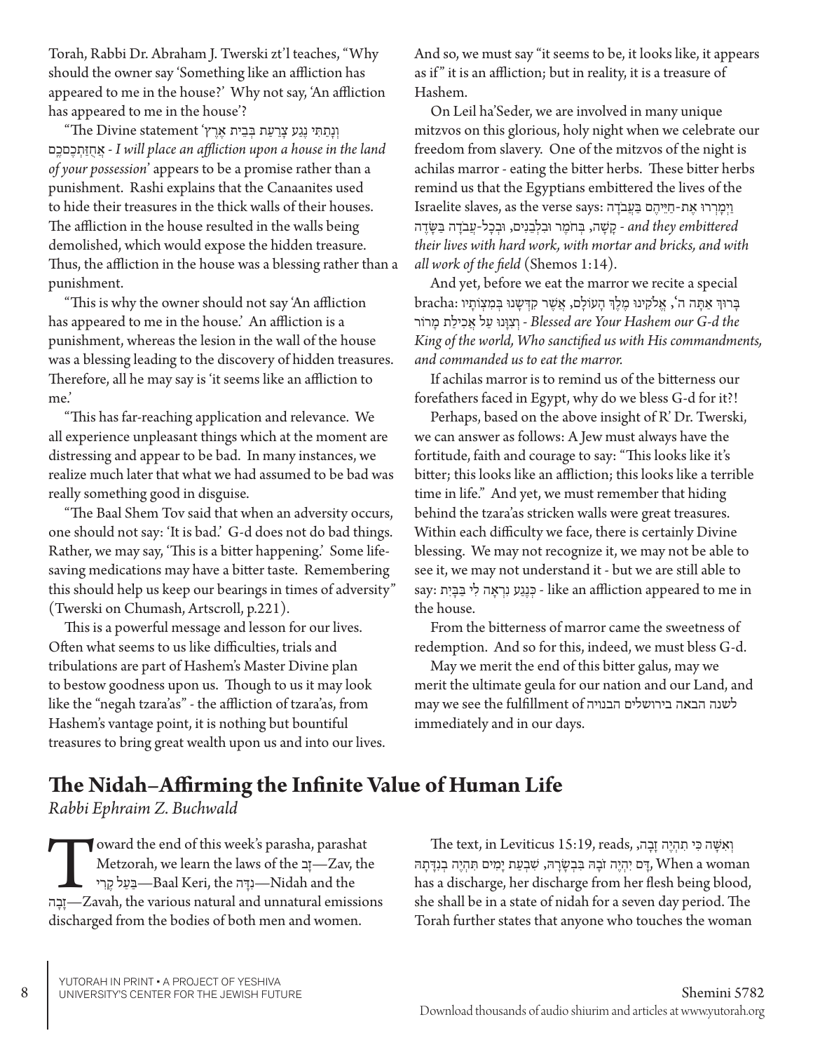Torah, Rabbi Dr. Abraham J. Twerski zt'l teaches, "Why should the owner say 'Something like an affliction has appeared to me in the house?' Why not say, 'An affliction has appeared to me in the house'?

"The Divine statement 'וְנָתַתִּי נֶגַע צָרַעַת בְּבֵית אֶרֶץ אֲחֻזַּתְכֶם - *I will place an affliction upon a house in the land of your possession*' appears to be a promise rather than a punishment. Rashi explains that the Canaanites used to hide their treasures in the thick walls of their houses. The affliction in the house resulted in the walls being demolished, which would expose the hidden treasure. Thus, the affliction in the house was a blessing rather than a punishment.

"This is why the owner should not say 'An affliction has appeared to me in the house.' An affliction is a punishment, whereas the lesion in the wall of the house was a blessing leading to the discovery of hidden treasures. Therefore, all he may say is 'it seems like an affliction to me.'

"This has far-reaching application and relevance. We all experience unpleasant things which at the moment are distressing and appear to be bad. In many instances, we realize much later that what we had assumed to be bad was really something good in disguise.

"The Baal Shem Tov said that when an adversity occurs, one should not say: 'It is bad.' G-d does not do bad things. Rather, we may say, 'This is a bitter happening.' Some life-saving medications may have a bitter taste. Remembering this should help us keep our bearings in times of adversity" (Twerski on Chumash, Artscroll, p.221).

This is a powerful message and lesson for our lives. Often what seems to us like difficulties, trials and tribulations are part of Hashem's Master Divine plan to bestow goodness upon us. Though to us it may look like the "negah tzara'as" - the affliction of tzara'as, from Hashem's vantage point, it is nothing but bountiful treasures to bring great wealth upon us and into our lives.

And so, we must say "it seems to be, it looks like, it appears as if" it is an affliction; but in reality, it is a treasure of Hashem.

On Leil ha'Seder, we are involved in many unique mitzvos on this glorious, holy night when we celebrate our freedom from slavery. One of the mitzvos of the night is achilas marror - eating the bitter herbs. These bitter herbs remind us that the Egyptians embittered the lives of the Israelite slaves, as the verse says: וַיְמָרְרוּ אֶת-חַיֵּיהֶם בַּעֲבֹדָה קָשָׁה, בְּחֹמֶר וּבִלְבֵנִים, וּבְכָל-עֲבֹדָה בַּשָּׂדֶה - *and they embittered their lives with hard work, with mortar and bricks, and with all work of the field* (Shemos 1:14).

And yet, before we eat the marror we recite a special bracha: בָּרוּךְ אַתָּה ה', אֱלֹקֵינוּ מֶלֶךְ הָעוֹלָם, אֲשֶׁר קִדְּשָׁנוּ בְּמִצְוֹתָיו וְצִוָּנוּ עַל אֲכִילַת מָרוֹר - *Blessed are Your Hashem our G-d the King of the world, Who sanctified us with His commandments, and commanded us to eat the marror.*

If achilas marror is to remind us of the bitterness our forefathers faced in Egypt, why do we bless G-d for it?!

Perhaps, based on the above insight of R' Dr. Twerski, we can answer as follows: A Jew must always have the fortitude, faith and courage to say: "This looks like it's bitter; this looks like an affliction; this looks like a terrible time in life." And yet, we must remember that hiding behind the tzara'as stricken walls were great treasures. Within each difficulty we face, there is certainly Divine blessing. We may not recognize it, we may not be able to see it, we may not understand it - but we are still able to say: כְּנֶגַע נִרְאָה לִי בַּבָּיִת - like an affliction appeared to me in the house.

From the bitterness of marror came the sweetness of redemption. And so for this, indeed, we must bless G-d.

May we merit the end of this bitter galus, may we merit the ultimate geula for our nation and our Land, and may we see the fulfillment of לשנה הבאה בירושלים הבנויה immediately and in our days.

# The Nidah–Affirming the Infinite Value of Human Life

*Rabbi Ephraim Z. Buchwald*

Toward the end of this week's parasha, parashat Metzorah, we learn the laws of the זָב—Zav, the בַּעַל קֶרִי—Baal Keri, the נִדָּה—Nidah and the זָבָה—Zavah, the various natural and unnatural emissions discharged from the bodies of both men and women.

The text, in Leviticus 15:19, reads, וְאִשָּׁה כִּי תִהְיֶה זָבָה, דָּם יִהְיֶה זֹבָהּ בִּבְשָׂרָהּ, שִׁבְעַת יָמִים תִּהְיֶה בְנִדָּתָהּ, When a woman has a discharge, her discharge from her flesh being blood, she shall be in a state of nidah for a seven day period. The Torah further states that anyone who touches the woman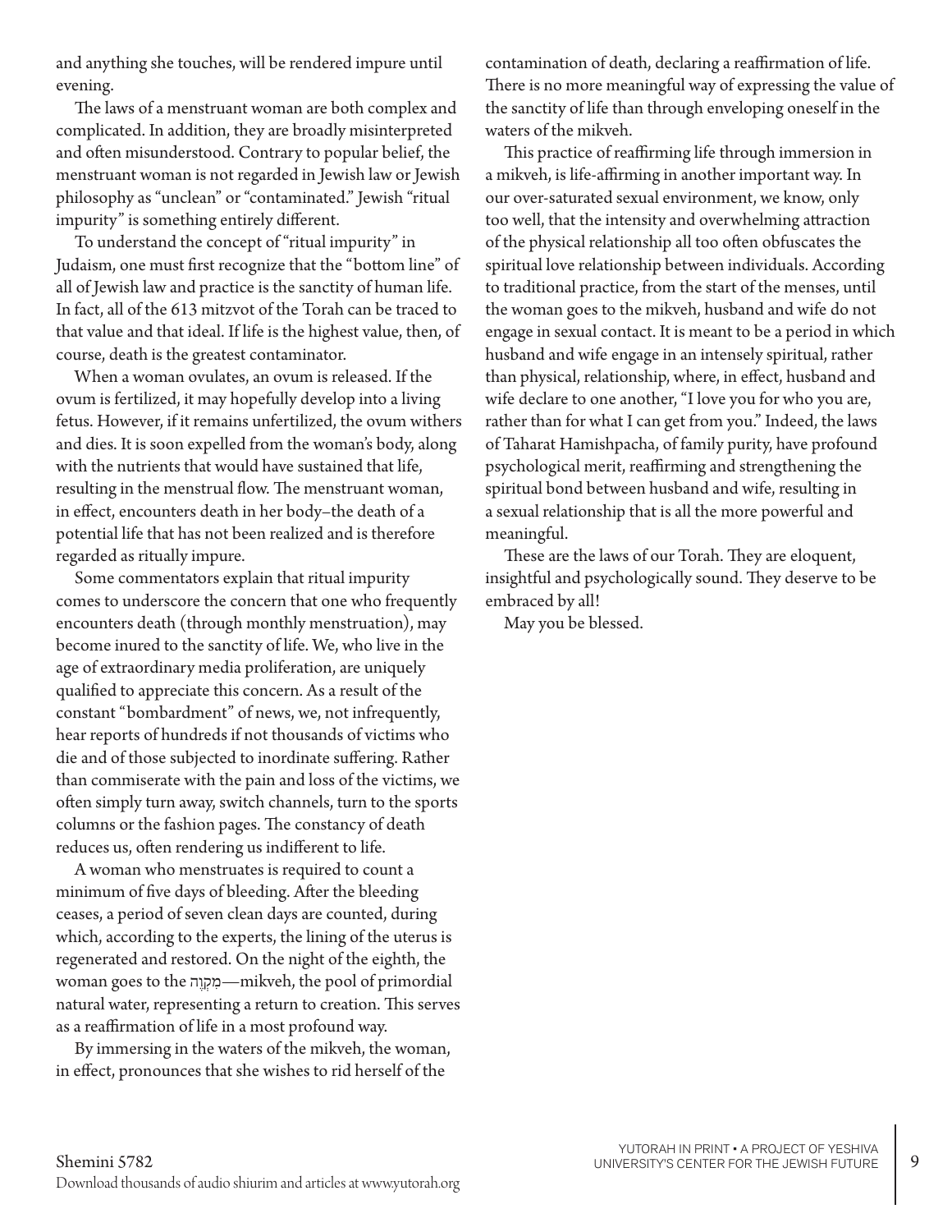and anything she touches, will be rendered impure until evening.

The laws of a menstruant woman are both complex and complicated. In addition, they are broadly misinterpreted and often misunderstood. Contrary to popular belief, the menstruant woman is not regarded in Jewish law or Jewish philosophy as "unclean" or "contaminated." Jewish "ritual impurity" is something entirely different.

To understand the concept of "ritual impurity" in Judaism, one must first recognize that the "bottom line" of all of Jewish law and practice is the sanctity of human life. In fact, all of the 613 mitzvot of the Torah can be traced to that value and that ideal. If life is the highest value, then, of course, death is the greatest contaminator.

When a woman ovulates, an ovum is released. If the ovum is fertilized, it may hopefully develop into a living fetus. However, if it remains unfertilized, the ovum withers and dies. It is soon expelled from the woman's body, along with the nutrients that would have sustained that life, resulting in the menstrual flow. The menstruant woman, in effect, encounters death in her body–the death of a potential life that has not been realized and is therefore regarded as ritually impure.

Some commentators explain that ritual impurity comes to underscore the concern that one who frequently encounters death (through monthly menstruation), may become inured to the sanctity of life. We, who live in the age of extraordinary media proliferation, are uniquely qualified to appreciate this concern. As a result of the constant "bombardment" of news, we, not infrequently, hear reports of hundreds if not thousands of victims who die and of those subjected to inordinate suffering. Rather than commiserate with the pain and loss of the victims, we often simply turn away, switch channels, turn to the sports columns or the fashion pages. The constancy of death reduces us, often rendering us indifferent to life.

A woman who menstruates is required to count a minimum of five days of bleeding. After the bleeding ceases, a period of seven clean days are counted, during which, according to the experts, the lining of the uterus is regenerated and restored. On the night of the eighth, the woman goes to the מִקְוֶה—mikveh, the pool of primordial natural water, representing a return to creation. This serves as a reaffirmation of life in a most profound way.

By immersing in the waters of the mikveh, the woman, in effect, pronounces that she wishes to rid herself of the contamination of death, declaring a reaffirmation of life. There is no more meaningful way of expressing the value of the sanctity of life than through enveloping oneself in the waters of the mikveh.

This practice of reaffirming life through immersion in a mikveh, is life-affirming in another important way. In our over-saturated sexual environment, we know, only too well, that the intensity and overwhelming attraction of the physical relationship all too often obfuscates the spiritual love relationship between individuals. According to traditional practice, from the start of the menses, until the woman goes to the mikveh, husband and wife do not engage in sexual contact. It is meant to be a period in which husband and wife engage in an intensely spiritual, rather than physical, relationship, where, in effect, husband and wife declare to one another, "I love you for who you are, rather than for what I can get from you." Indeed, the laws of Taharat Hamishpacha, of family purity, have profound psychological merit, reaffirming and strengthening the spiritual bond between husband and wife, resulting in a sexual relationship that is all the more powerful and meaningful.

These are the laws of our Torah. They are eloquent, insightful and psychologically sound. They deserve to be embraced by all!

May you be blessed.